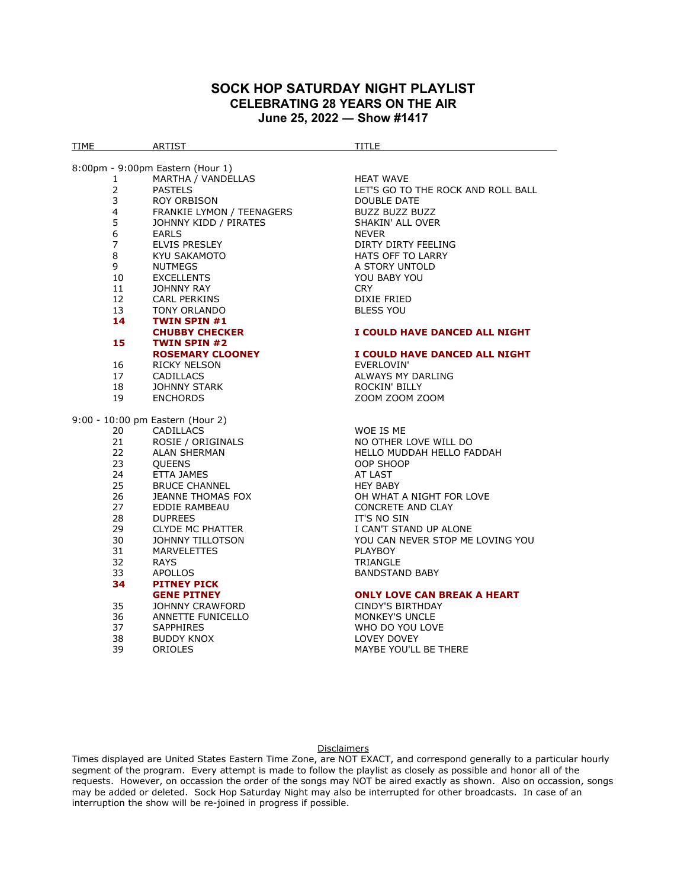# SOCK HOP SATURDAY NIGHT PLAYLIST
## CELEBRATING 28 YEARS ON THE AIR
### June 25, 2022 — Show #1417

| TIME | ARTIST | TITLE |
|---|---|---|
| 8:00pm - 9:00pm Eastern (Hour 1) | | |
| 1 | MARTHA / VANDELLAS | HEAT WAVE |
| 2 | PASTELS | LET'S GO TO THE ROCK AND ROLL BALL |
| 3 | ROY ORBISON | DOUBLE DATE |
| 4 | FRANKIE LYMON / TEENAGERS | BUZZ BUZZ BUZZ |
| 5 | JOHNNY KIDD / PIRATES | SHAKIN' ALL OVER |
| 6 | EARLS | NEVER |
| 7 | ELVIS PRESLEY | DIRTY DIRTY FEELING |
| 8 | KYU SAKAMOTO | HATS OFF TO LARRY |
| 9 | NUTMEGS | A STORY UNTOLD |
| 10 | EXCELLENTS | YOU BABY YOU |
| 11 | JOHNNY RAY | CRY |
| 12 | CARL PERKINS | DIXIE FRIED |
| 13 | TONY ORLANDO | BLESS YOU |
| **14** | **TWIN SPIN #1** | |
| | **CHUBBY CHECKER** | **I COULD HAVE DANCED ALL NIGHT** |
| **15** | **TWIN SPIN #2** | |
| | **ROSEMARY CLOONEY** | **I COULD HAVE DANCED ALL NIGHT** |
| 16 | RICKY NELSON | EVERLOVIN' |
| 17 | CADILLACS | ALWAYS MY DARLING |
| 18 | JOHNNY STARK | ROCKIN' BILLY |
| 19 | ENCHORDS | ZOOM ZOOM ZOOM |
| 9:00 - 10:00 pm Eastern (Hour 2) | | |
| 20 | CADILLACS | WOE IS ME |
| 21 | ROSIE / ORIGINALS | NO OTHER LOVE WILL DO |
| 22 | ALAN SHERMAN | HELLO MUDDAH HELLO FADDAH |
| 23 | QUEENS | OOP SHOOP |
| 24 | ETTA JAMES | AT LAST |
| 25 | BRUCE CHANNEL | HEY BABY |
| 26 | JEANNE THOMAS FOX | OH WHAT A NIGHT FOR LOVE |
| 27 | EDDIE RAMBEAU | CONCRETE AND CLAY |
| 28 | DUPREES | IT'S NO SIN |
| 29 | CLYDE MC PHATTER | I CAN'T STAND UP ALONE |
| 30 | JOHNNY TILLOTSON | YOU CAN NEVER STOP ME LOVING YOU |
| 31 | MARVELETTES | PLAYBOY |
| 32 | RAYS | TRIANGLE |
| 33 | APOLLOS | BANDSTAND BABY |
| **34** | **PITNEY PICK** | |
| | **GENE PITNEY** | **ONLY LOVE CAN BREAK A HEART** |
| 35 | JOHNNY CRAWFORD | CINDY'S BIRTHDAY |
| 36 | ANNETTE FUNICELLO | MONKEY'S UNCLE |
| 37 | SAPPHIRES | WHO DO YOU LOVE |
| 38 | BUDDY KNOX | LOVEY DOVEY |
| 39 | ORIOLES | MAYBE YOU'LL BE THERE |

Disclaimers

Times displayed are United States Eastern Time Zone, are NOT EXACT, and correspond generally to a particular hourly segment of the program. Every attempt is made to follow the playlist as closely as possible and honor all of the requests. However, on occassion the order of the songs may NOT be aired exactly as shown. Also on occassion, songs may be added or deleted. Sock Hop Saturday Night may also be interrupted for other broadcasts. In case of an interruption the show will be re-joined in progress if possible.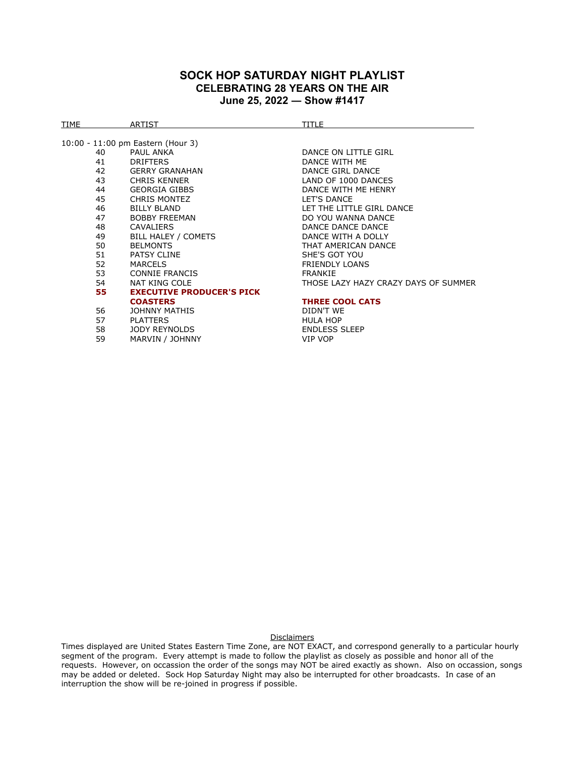## SOCK HOP SATURDAY NIGHT PLAYLIST
### CELEBRATING 28 YEARS ON THE AIR
### June 25, 2022 — Show #1417

| TIME | ARTIST | TITLE |
|---|---|---|
| 10:00 - 11:00 pm Eastern (Hour 3) | | |
| 40 | PAUL ANKA | DANCE ON LITTLE GIRL |
| 41 | DRIFTERS | DANCE WITH ME |
| 42 | GERRY GRANAHAN | DANCE GIRL DANCE |
| 43 | CHRIS KENNER | LAND OF 1000 DANCES |
| 44 | GEORGIA GIBBS | DANCE WITH ME HENRY |
| 45 | CHRIS MONTEZ | LET'S DANCE |
| 46 | BILLY BLAND | LET THE LITTLE GIRL DANCE |
| 47 | BOBBY FREEMAN | DO YOU WANNA DANCE |
| 48 | CAVALIERS | DANCE DANCE DANCE |
| 49 | BILL HALEY / COMETS | DANCE WITH A DOLLY |
| 50 | BELMONTS | THAT AMERICAN DANCE |
| 51 | PATSY CLINE | SHE'S GOT YOU |
| 52 | MARCELS | FRIENDLY LOANS |
| 53 | CONNIE FRANCIS | FRANKIE |
| 54 | NAT KING COLE | THOSE LAZY HAZY CRAZY DAYS OF SUMMER |
| **55** | **EXECUTIVE PRODUCER'S PICK** | |
| | **COASTERS** | **THREE COOL CATS** |
| 56 | JOHNNY MATHIS | DIDN'T WE |
| 57 | PLATTERS | HULA HOP |
| 58 | JODY REYNOLDS | ENDLESS SLEEP |
| 59 | MARVIN / JOHNNY | VIP VOP |

Disclaimers

Times displayed are United States Eastern Time Zone, are NOT EXACT, and correspond generally to a particular hourly segment of the program. Every attempt is made to follow the playlist as closely as possible and honor all of the requests. However, on occassion the order of the songs may NOT be aired exactly as shown. Also on occassion, songs may be added or deleted. Sock Hop Saturday Night may also be interrupted for other broadcasts. In case of an interruption the show will be re-joined in progress if possible.